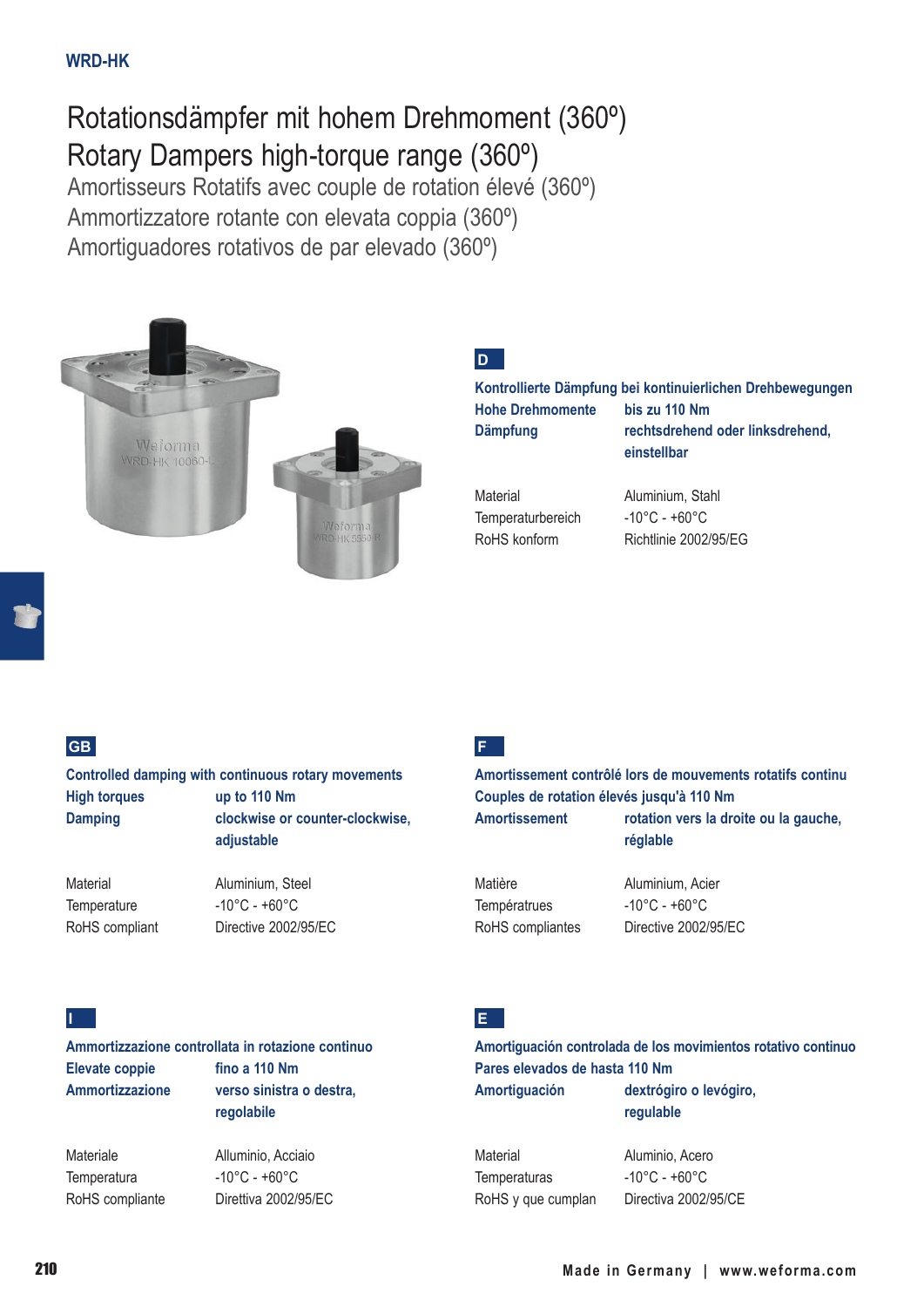WRD-HK

# Rotationsdämpfer mit hohem Drehmoment (360º)
# Rotary Dampers high-torque range (360º)

## Amortisseurs Rotatifs avec couple de rotation élevé (360º)
## Ammortizzatore rotante con elevata coppia (360º)
## Amortiguadores rotativos de par elevado (360º)

### D

**Kontrollierte Dämpfung bei kontinuierlichen Drehbewegungen**

| | |
|---|---|
| **Hohe Drehmomente** | **bis zu 110 Nm** |
| **Dämpfung** | **rechtsdrehend oder linksdrehend, einstellbar** |

| | |
|---|---|
| Material | Aluminium, Stahl |
| Temperaturbereich | -10°C - +60°C |
| RoHS konform | Richtlinie 2002/95/EG |

### GB

**Controlled damping with continuous rotary movements**

| | |
|---|---|
| **High torques** | **up to 110 Nm** |
| **Damping** | **clockwise or counter-clockwise, adjustable** |

| | |
|---|---|
| Material | Aluminium, Steel |
| Temperature | -10°C - +60°C |
| RoHS compliant | Directive 2002/95/EC |

### F

**Amortissement contrôlé lors de mouvements rotatifs continu**

**Couples de rotation élevés jusqu'à 110 Nm**

| | |
|---|---|
| **Amortissement** | **rotation vers la droite ou la gauche, réglable** |

| | |
|---|---|
| Matière | Aluminium, Acier |
| Températrues | -10°C - +60°C |
| RoHS compliantes | Directive 2002/95/EC |

### I

**Ammortizzazione controllata in rotazione continuo**

| | |
|---|---|
| **Elevate coppie** | **fino a 110 Nm** |
| **Ammortizzazione** | **verso sinistra o destra, regolabile** |

| | |
|---|---|
| Materiale | Alluminio, Acciaio |
| Temperatura | -10°C - +60°C |
| RoHS compliante | Direttiva 2002/95/EC |

### E

**Amortiguación controlada de los movimientos rotativo continuo**

**Pares elevados de hasta 110 Nm**

| | |
|---|---|
| **Amortiguación** | **dextrógiro o levógiro, regulable** |

| | |
|---|---|
| Material | Aluminio, Acero |
| Temperaturas | -10°C - +60°C |
| RoHS y que cumplan | Directiva 2002/95/CE |

Made in Germany | www.weforma.com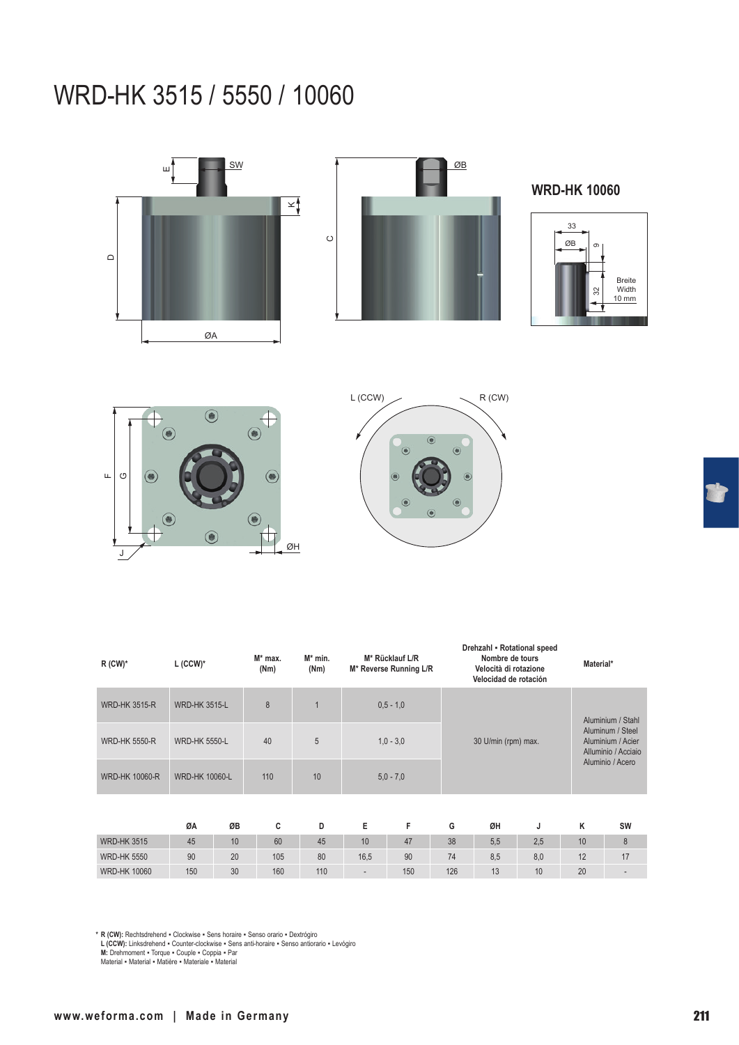# WRD-HK 3515 / 5550 / 10060

SW

E

K

D

ØA

ØB

C

**WRD-HK 10060**

33

ØB

9

32

Breite
Width
10 mm

F

G

J

ØH

L (CCW)

R (CW)

| R (CW)* | L (CCW)* | M* max. (Nm) | M* min. (Nm) | M* Rücklauf L/R<br>M* Reverse Running L/R | Drehzahl • Rotational speed<br>Nombre de tours<br>Velocità di rotazione<br>Velocidad de rotación | Material* |
|---|---|---|---|---|---|---|
| WRD-HK 3515-R | WRD-HK 3515-L | 8 | 1 | 0,5 - 1,0 | 30 U/min (rpm) max. | Aluminium / Stahl<br>Aluminum / Steel<br>Aluminium / Acier<br>Alluminio / Acciaio<br>Aluminio / Acero |
| WRD-HK 5550-R | WRD-HK 5550-L | 40 | 5 | 1,0 - 3,0 | | |
| WRD-HK 10060-R | WRD-HK 10060-L | 110 | 10 | 5,0 - 7,0 | | |

| | ØA | ØB | C | D | E | F | G | ØH | J | K | SW |
|---|---|---|---|---|---|---|---|---|---|---|---|
| WRD-HK 3515 | 45 | 10 | 60 | 45 | 10 | 47 | 38 | 5,5 | 2,5 | 10 | 8 |
| WRD-HK 5550 | 90 | 20 | 105 | 80 | 16,5 | 90 | 74 | 8,5 | 8,0 | 12 | 17 |
| WRD-HK 10060 | 150 | 30 | 160 | 110 | - | 150 | 126 | 13 | 10 | 20 | - |

\* **R (CW):** Rechtsdrehend • Clockwise • Sens horaire • Senso orario • Dextrógiro
**L (CCW):** Linksdrehend • Counter-clockwise • Sens anti-horaire • Senso antiorario • Levógiro
**M:** Drehmoment • Torque • Couple • Coppia • Par
Material • Material • Matière • Materiale • Material

www.weforma.com | Made in Germany